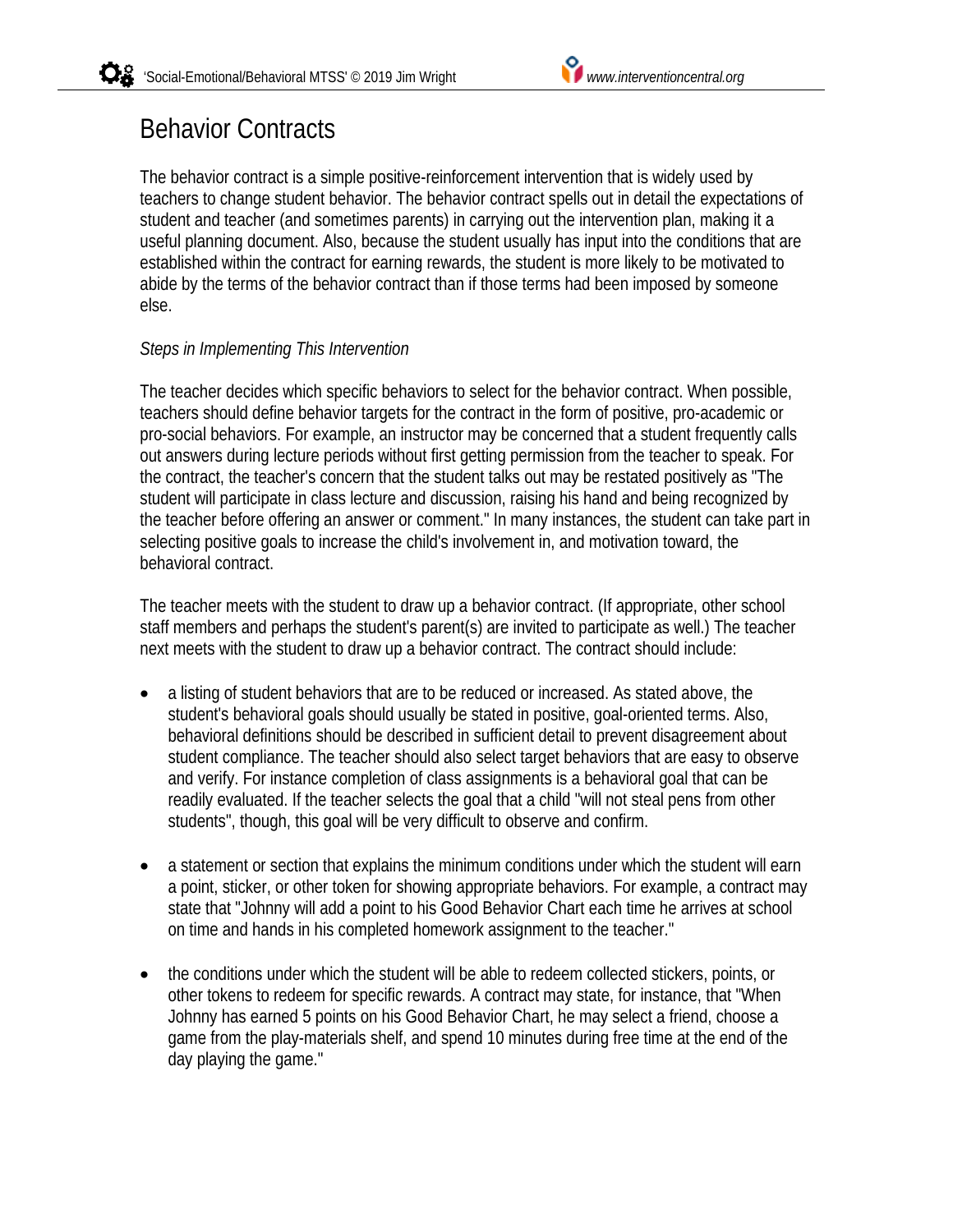# Behavior Contracts

The behavior contract is a simple positive-reinforcement intervention that is widely used by teachers to change student behavior. The behavior contract spells out in detail the expectations of student and teacher (and sometimes parents) in carrying out the intervention plan, making it a useful planning document. Also, because the student usually has input into the conditions that are established within the contract for earning rewards, the student is more likely to be motivated to abide by the terms of the behavior contract than if those terms had been imposed by someone else.

*Steps in Implementing This Intervention*

The teacher decides which specific behaviors to select for the behavior contract. When possible, teachers should define behavior targets for the contract in the form of positive, pro-academic or pro-social behaviors. For example, an instructor may be concerned that a student frequently calls out answers during lecture periods without first getting permission from the teacher to speak. For the contract, the teacher's concern that the student talks out may be restated positively as "The student will participate in class lecture and discussion, raising his hand and being recognized by the teacher before offering an answer or comment." In many instances, the student can take part in selecting positive goals to increase the child's involvement in, and motivation toward, the behavioral contract.

The teacher meets with the student to draw up a behavior contract. (If appropriate, other school staff members and perhaps the student's parent(s) are invited to participate as well.) The teacher next meets with the student to draw up a behavior contract. The contract should include:

- a listing of student behaviors that are to be reduced or increased. As stated above, the student's behavioral goals should usually be stated in positive, goal-oriented terms. Also, behavioral definitions should be described in sufficient detail to prevent disagreement about student compliance. The teacher should also select target behaviors that are easy to observe and verify. For instance completion of class assignments is a behavioral goal that can be readily evaluated. If the teacher selects the goal that a child "will not steal pens from other students", though, this goal will be very difficult to observe and confirm.

- a statement or section that explains the minimum conditions under which the student will earn a point, sticker, or other token for showing appropriate behaviors. For example, a contract may state that "Johnny will add a point to his Good Behavior Chart each time he arrives at school on time and hands in his completed homework assignment to the teacher."

- the conditions under which the student will be able to redeem collected stickers, points, or other tokens to redeem for specific rewards. A contract may state, for instance, that "When Johnny has earned 5 points on his Good Behavior Chart, he may select a friend, choose a game from the play-materials shelf, and spend 10 minutes during free time at the end of the day playing the game."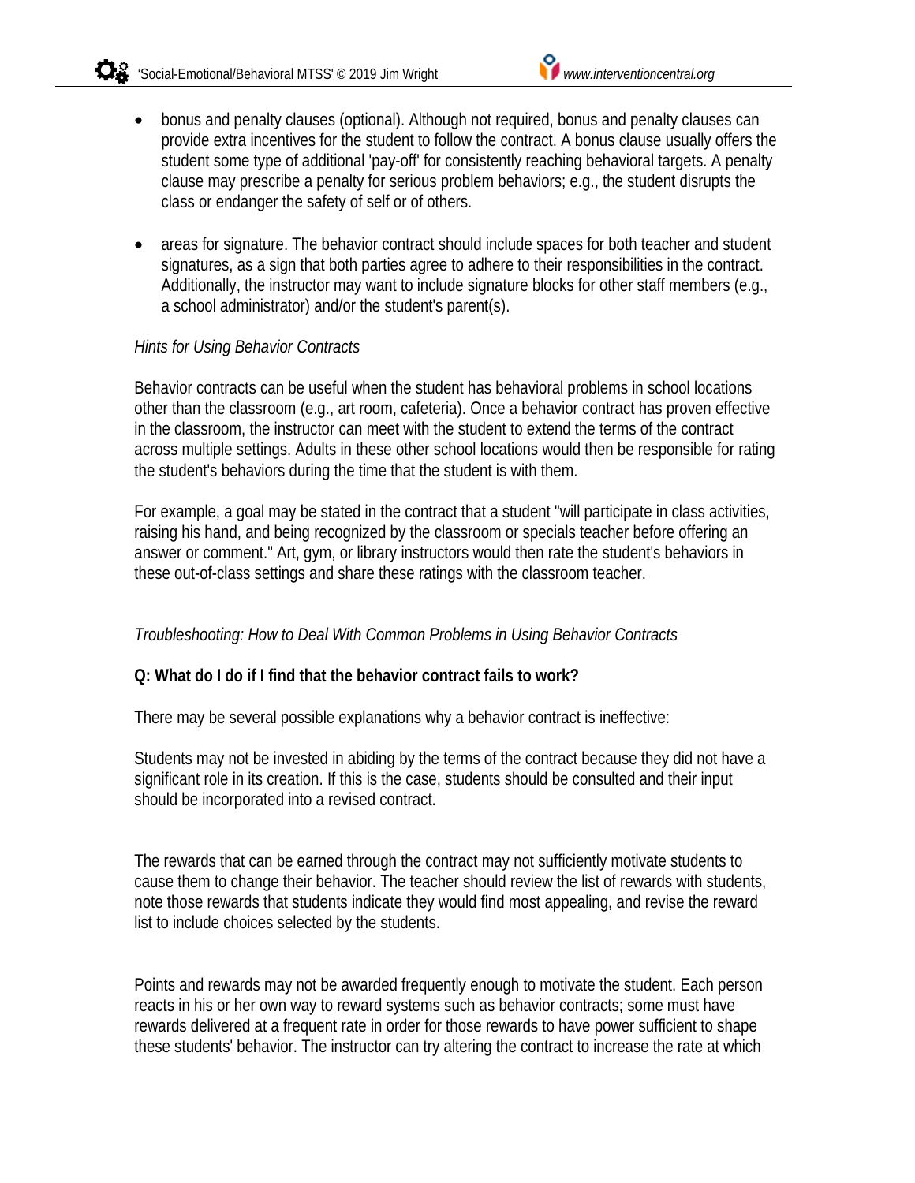- bonus and penalty clauses (optional). Although not required, bonus and penalty clauses can provide extra incentives for the student to follow the contract. A bonus clause usually offers the student some type of additional 'pay-off' for consistently reaching behavioral targets. A penalty clause may prescribe a penalty for serious problem behaviors; e.g., the student disrupts the class or endanger the safety of self or of others.

- areas for signature. The behavior contract should include spaces for both teacher and student signatures, as a sign that both parties agree to adhere to their responsibilities in the contract. Additionally, the instructor may want to include signature blocks for other staff members (e.g., a school administrator) and/or the student's parent(s).

*Hints for Using Behavior Contracts*

Behavior contracts can be useful when the student has behavioral problems in school locations other than the classroom (e.g., art room, cafeteria). Once a behavior contract has proven effective in the classroom, the instructor can meet with the student to extend the terms of the contract across multiple settings. Adults in these other school locations would then be responsible for rating the student's behaviors during the time that the student is with them.

For example, a goal may be stated in the contract that a student "will participate in class activities, raising his hand, and being recognized by the classroom or specials teacher before offering an answer or comment." Art, gym, or library instructors would then rate the student's behaviors in these out-of-class settings and share these ratings with the classroom teacher.

*Troubleshooting: How to Deal With Common Problems in Using Behavior Contracts*

**Q: What do I do if I find that the behavior contract fails to work?**

There may be several possible explanations why a behavior contract is ineffective:

Students may not be invested in abiding by the terms of the contract because they did not have a significant role in its creation. If this is the case, students should be consulted and their input should be incorporated into a revised contract.

The rewards that can be earned through the contract may not sufficiently motivate students to cause them to change their behavior. The teacher should review the list of rewards with students, note those rewards that students indicate they would find most appealing, and revise the reward list to include choices selected by the students.

Points and rewards may not be awarded frequently enough to motivate the student. Each person reacts in his or her own way to reward systems such as behavior contracts; some must have rewards delivered at a frequent rate in order for those rewards to have power sufficient to shape these students' behavior. The instructor can try altering the contract to increase the rate at which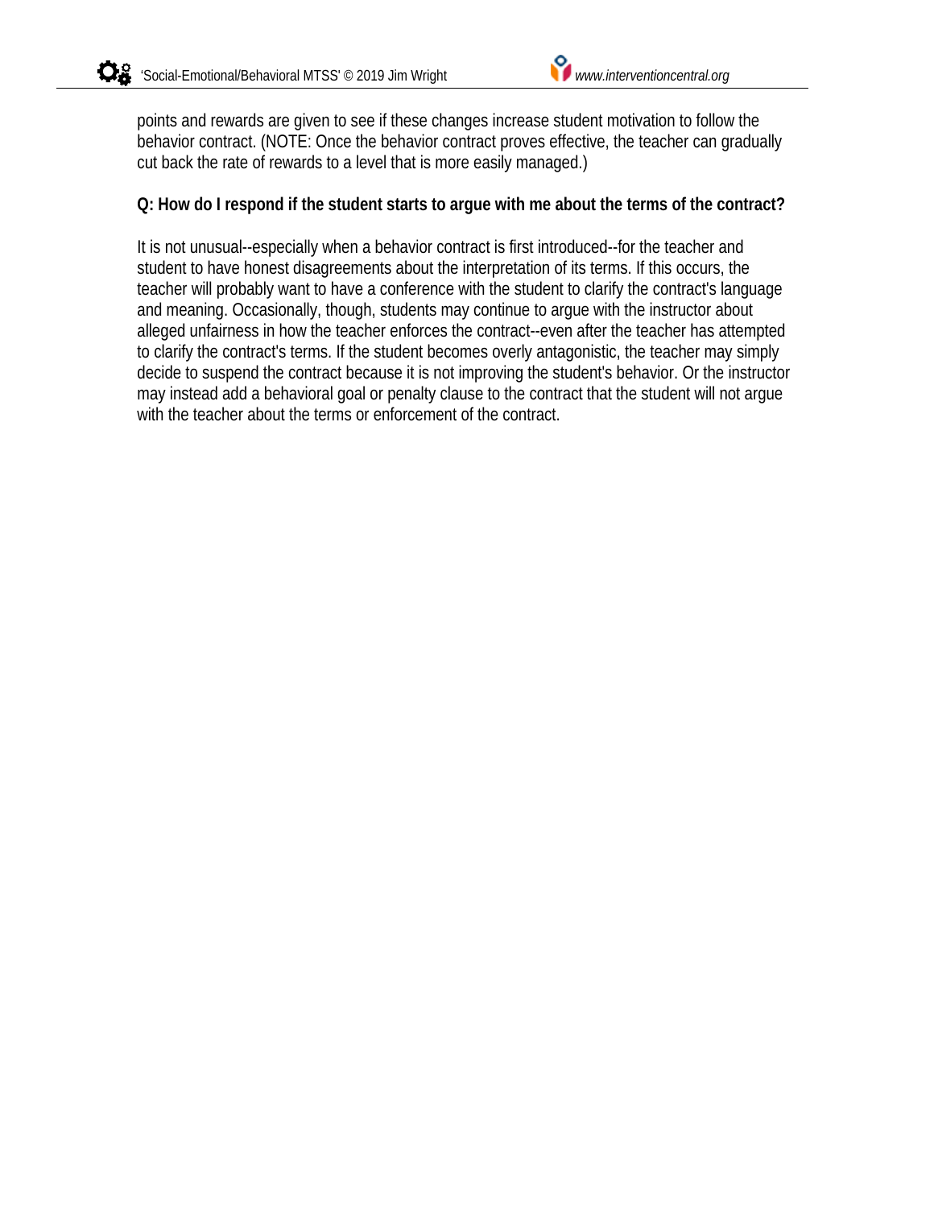points and rewards are given to see if these changes increase student motivation to follow the behavior contract. (NOTE: Once the behavior contract proves effective, the teacher can gradually cut back the rate of rewards to a level that is more easily managed.)

**Q: How do I respond if the student starts to argue with me about the terms of the contract?**

It is not unusual--especially when a behavior contract is first introduced--for the teacher and student to have honest disagreements about the interpretation of its terms. If this occurs, the teacher will probably want to have a conference with the student to clarify the contract's language and meaning. Occasionally, though, students may continue to argue with the instructor about alleged unfairness in how the teacher enforces the contract--even after the teacher has attempted to clarify the contract's terms. If the student becomes overly antagonistic, the teacher may simply decide to suspend the contract because it is not improving the student's behavior. Or the instructor may instead add a behavioral goal or penalty clause to the contract that the student will not argue with the teacher about the terms or enforcement of the contract.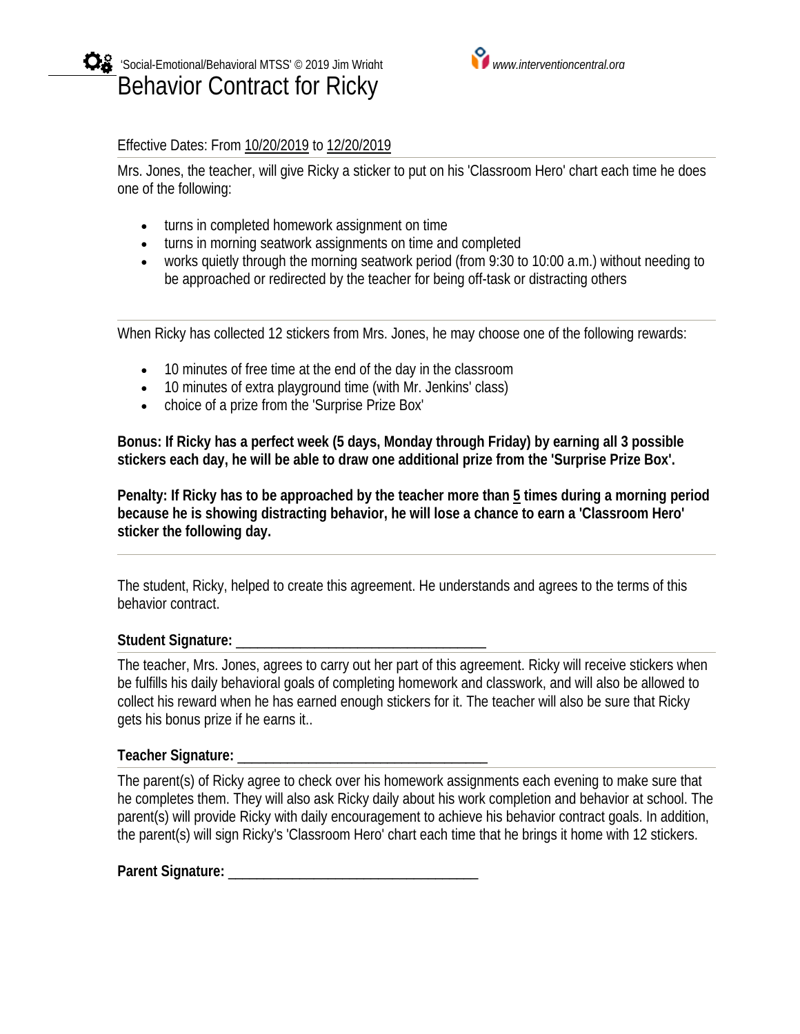# Behavior Contract for Ricky

Effective Dates: From 10/20/2019 to 12/20/2019

Mrs. Jones, the teacher, will give Ricky a sticker to put on his 'Classroom Hero' chart each time he does one of the following:

- turns in completed homework assignment on time
- turns in morning seatwork assignments on time and completed
- works quietly through the morning seatwork period (from 9:30 to 10:00 a.m.) without needing to be approached or redirected by the teacher for being off-task or distracting others

When Ricky has collected 12 stickers from Mrs. Jones, he may choose one of the following rewards:

- 10 minutes of free time at the end of the day in the classroom
- 10 minutes of extra playground time (with Mr. Jenkins' class)
- choice of a prize from the 'Surprise Prize Box'

**Bonus: If Ricky has a perfect week (5 days, Monday through Friday) by earning all 3 possible stickers each day, he will be able to draw one additional prize from the 'Surprise Prize Box'.**

**Penalty: If Ricky has to be approached by the teacher more than 5 times during a morning period because he is showing distracting behavior, he will lose a chance to earn a 'Classroom Hero' sticker the following day.**

The student, Ricky, helped to create this agreement. He understands and agrees to the terms of this behavior contract.

**Student Signature:** ___________________________________

The teacher, Mrs. Jones, agrees to carry out her part of this agreement. Ricky will receive stickers when be fulfills his daily behavioral goals of completing homework and classwork, and will also be allowed to collect his reward when he has earned enough stickers for it. The teacher will also be sure that Ricky gets his bonus prize if he earns it..

**Teacher Signature:** ___________________________________

The parent(s) of Ricky agree to check over his homework assignments each evening to make sure that he completes them. They will also ask Ricky daily about his work completion and behavior at school. The parent(s) will provide Ricky with daily encouragement to achieve his behavior contract goals. In addition, the parent(s) will sign Ricky's 'Classroom Hero' chart each time that he brings it home with 12 stickers.

**Parent Signature:** ___________________________________